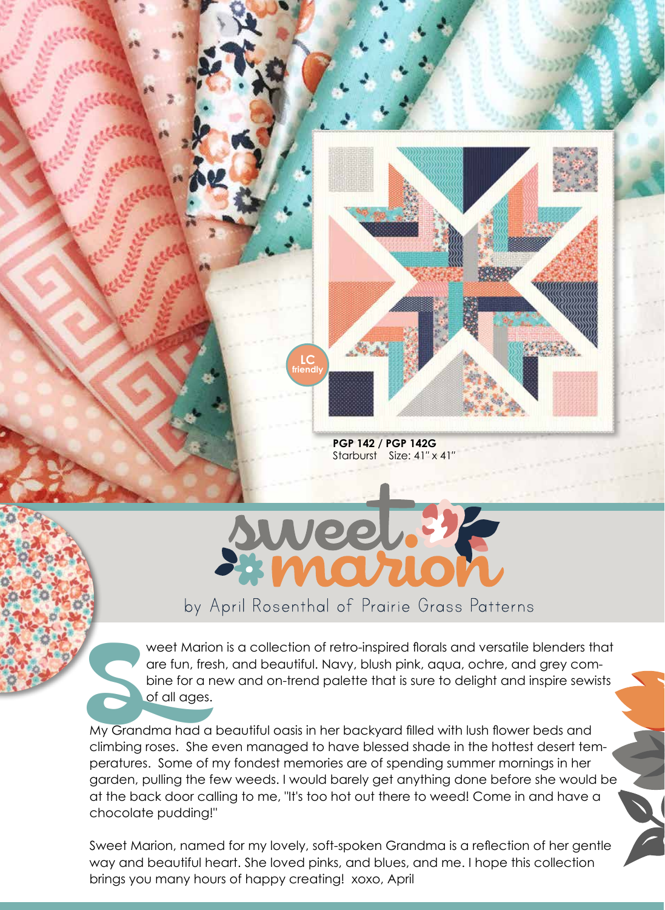LC friendly

**PGP 142 / PGP 142G**
Starburst Size: 41" x 41"

# sweet marion

by April Rosenthal of Prairie Grass Patterns

Sweet Marion is a collection of retro-inspired florals and versatile blenders that are fun, fresh, and beautiful. Navy, blush pink, aqua, ochre, and grey combine for a new and on-trend palette that is sure to delight and inspire sewists of all ages.

My Grandma had a beautiful oasis in her backyard filled with lush flower beds and climbing roses. She even managed to have blessed shade in the hottest desert temperatures. Some of my fondest memories are of spending summer mornings in her garden, pulling the few weeds. I would barely get anything done before she would be at the back door calling to me, "It's too hot out there to weed! Come in and have a chocolate pudding!"

Sweet Marion, named for my lovely, soft-spoken Grandma is a reflection of her gentle way and beautiful heart. She loved pinks, and blues, and me. I hope this collection brings you many hours of happy creating! xoxo, April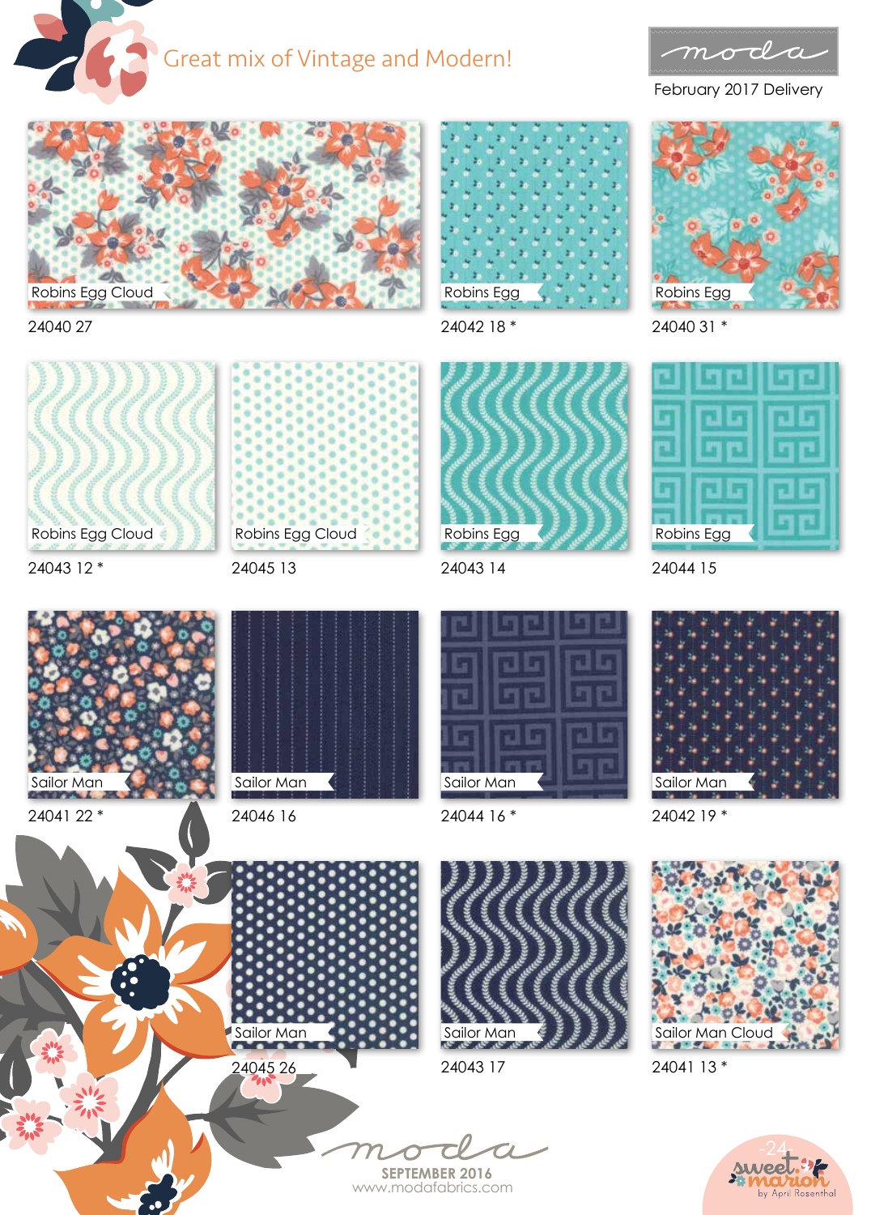Great mix of Vintage and Modern!

moda

February 2017 Delivery

Robins Egg Cloud
24040 27

Robins Egg
24042 18 *

Robins Egg
24040 31 *

Robins Egg Cloud
24043 12 *

Robins Egg Cloud
24045 13

Robins Egg
24043 14

Robins Egg
24044 15

Sailor Man
24041 22 *

Sailor Man
24046 16

Sailor Man
24044 16 *

Sailor Man
24042 19 *

Sailor Man
24045 26

Sailor Man
24043 17

Sailor Man Cloud
24041 13 *

moda
SEPTEMBER 2016
www.modafabrics.com

sweet marion by April Rosenthal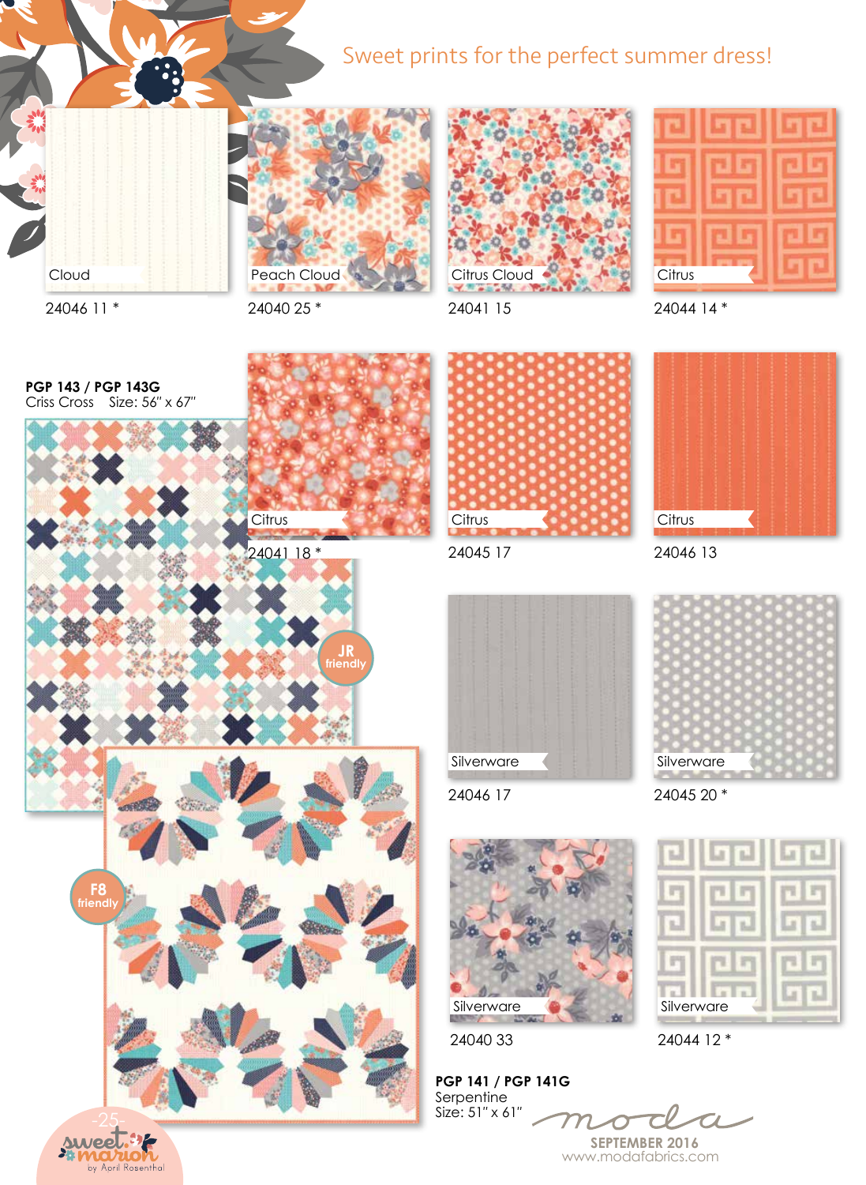Sweet prints for the perfect summer dress!

Cloud
24046 11 *

Peach Cloud
24040 25 *

Citrus Cloud
24041 15

Citrus
24044 14 *

**PGP 143 / PGP 143G**
Criss Cross Size: 56" x 67"

JR friendly

Citrus
24041 18 *

Citrus
24045 17

Citrus
24046 13

Silverware
24046 17

Silverware
24045 20 *

F8 friendly

Silverware
24040 33

Silverware
24044 12 *

**PGP 141 / PGP 141G**
Serpentine
Size: 51" x 61"

sweet marion by April Rosenthal

moda

SEPTEMBER 2016
www.modafabrics.com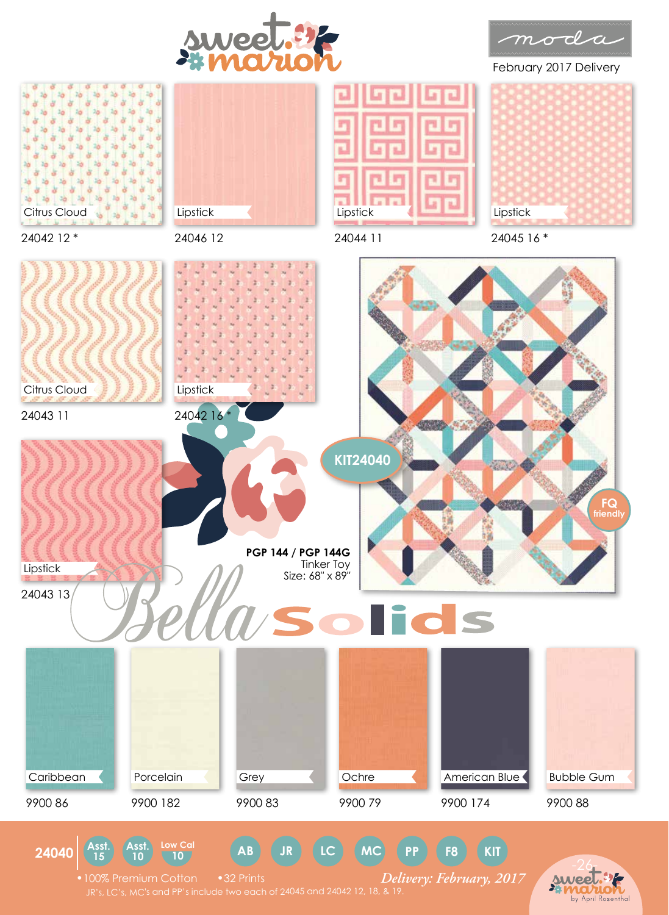# sweet marion

moda

February 2017 Delivery

Citrus Cloud
24042 12 *

Lipstick
24046 12

Lipstick
24044 11

Lipstick
24045 16 *

Citrus Cloud
24043 11

Lipstick
24042 16 *

KIT24040

FQ friendly

Lipstick
24043 13

**PGP 144 / PGP 144G**
Tinker Toy
Size: 68" x 89"

## Bella Solids

Caribbean
9900 86

Porcelain
9900 182

Grey
9900 83

Ochre
9900 79

American Blue
9900 174

Bubble Gum
9900 88

**24040** | Asst. 15 | Asst. 10 | Low Cal 10 | AB | JR | LC | MC | PP | F8 | KIT

- 100% Premium Cotton
- 32 Prints

*Delivery: February, 2017*

JR's, LC's, MC's and PP's include two each of 24045 and 24042 12, 18, & 19.

sweet marion by April Rosenthal